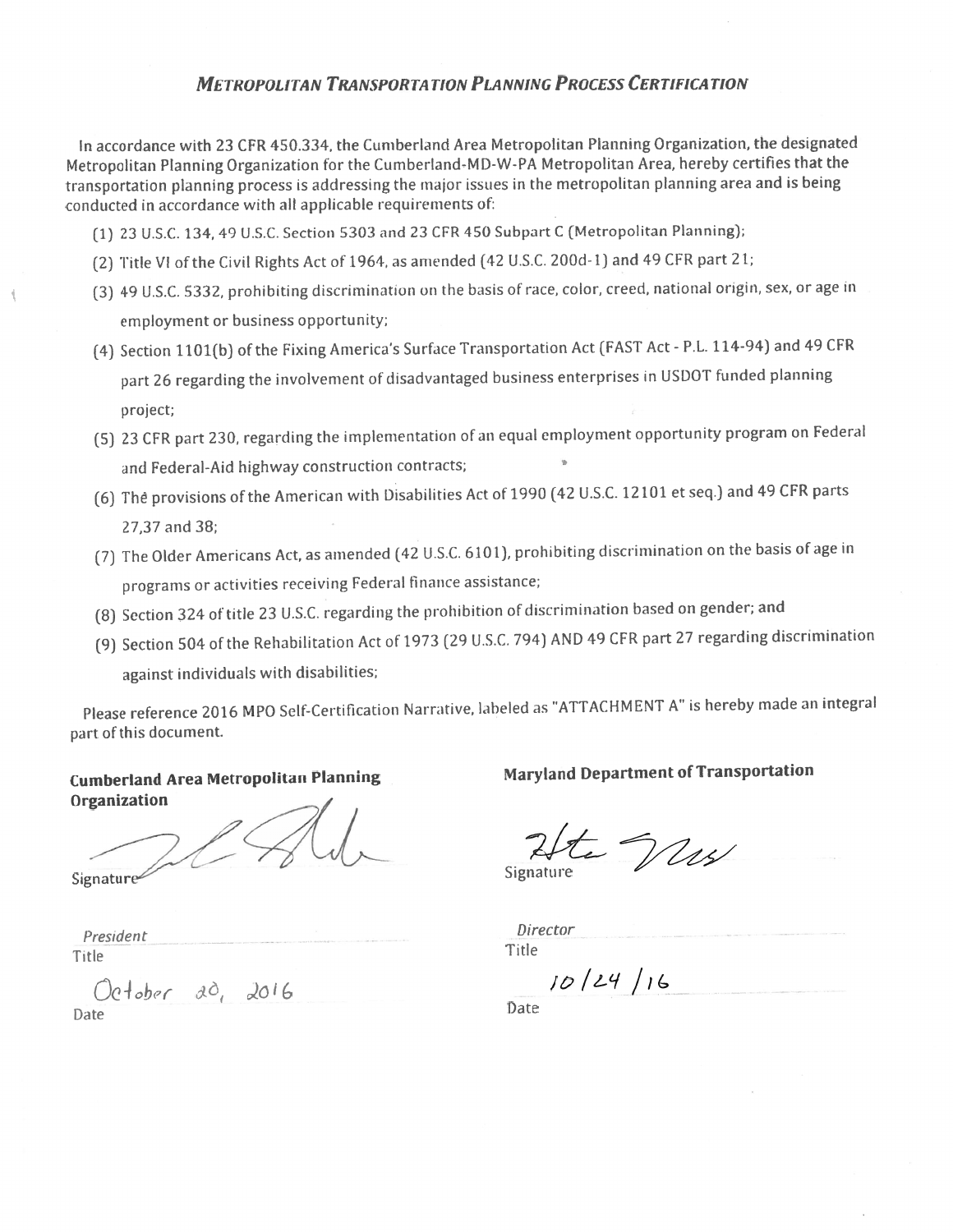# *METROPOLITAN TRANSPORTATION PLANNING PROCESS CERTIFICATION*

In accordance with 23 CFR 450.334, the Cumberland Area Metropolitan Planning Organization, the designated Metropolitan Planning Organization for the Cumberland-MD-W-PA Metropolitan Area, hereby certifies that the transportation planning process is addressing the major issues in the metropolitan planning area and is being conducted in accordance with all applicable requirements of:

(1) 23 U.S.C. 134, 49 U.S.C. Section 5303 and 23 CFR 450 Subpart C (Metropolitan Planning);

(2) Title VI of the Civil Rights Act of 1964, as amended (42 U.S.C. 200d-1) and 49 CFR part 21;

(3) 49 U.S.C. 5332, prohibiting discrimination on the basis of race, color, creed, national origin, sex, or age in employment or business opportunity;

(4) Section 1101(b) of the Fixing America's Surface Transportation Act (FAST Act - P.L. 114-94) and 49 CFR part 26 regarding the involvement of disadvantaged business enterprises in USDOT funded planning project;

(5) 23 CFR part 230, regarding the implementation of an equal employment opportunity program on Federal and Federal-Aid highway construction contracts;

(6) The provisions of the American with Disabilities Act of 1990 (42 U.S.C. 12101 et seq.) and 49 CFR parts 27,37 and 38;

(7) The Older Americans Act, as amended (42 U.S.C. 6101), prohibiting discrimination on the basis of age in programs or activities receiving Federal finance assistance;

(8) Section 324 of title 23 U.S.C. regarding the prohibition of discrimination based on gender; and

(9) Section 504 of the Rehabilitation Act of 1973 (29 U.S.C. 794) AND 49 CFR part 27 regarding discrimination against individuals with disabilities;

Please reference 2016 MPO Self-Certification Narrative, labeled as "ATTACHMENT A" is hereby made an integral part of this document.

**Cumberland Area Metropolitan Planning Organization**

Signature

*President*
Title

October 20, 2016
Date

**Maryland Department of Transportation**

Signature

*Director*
Title

10/24/16
Date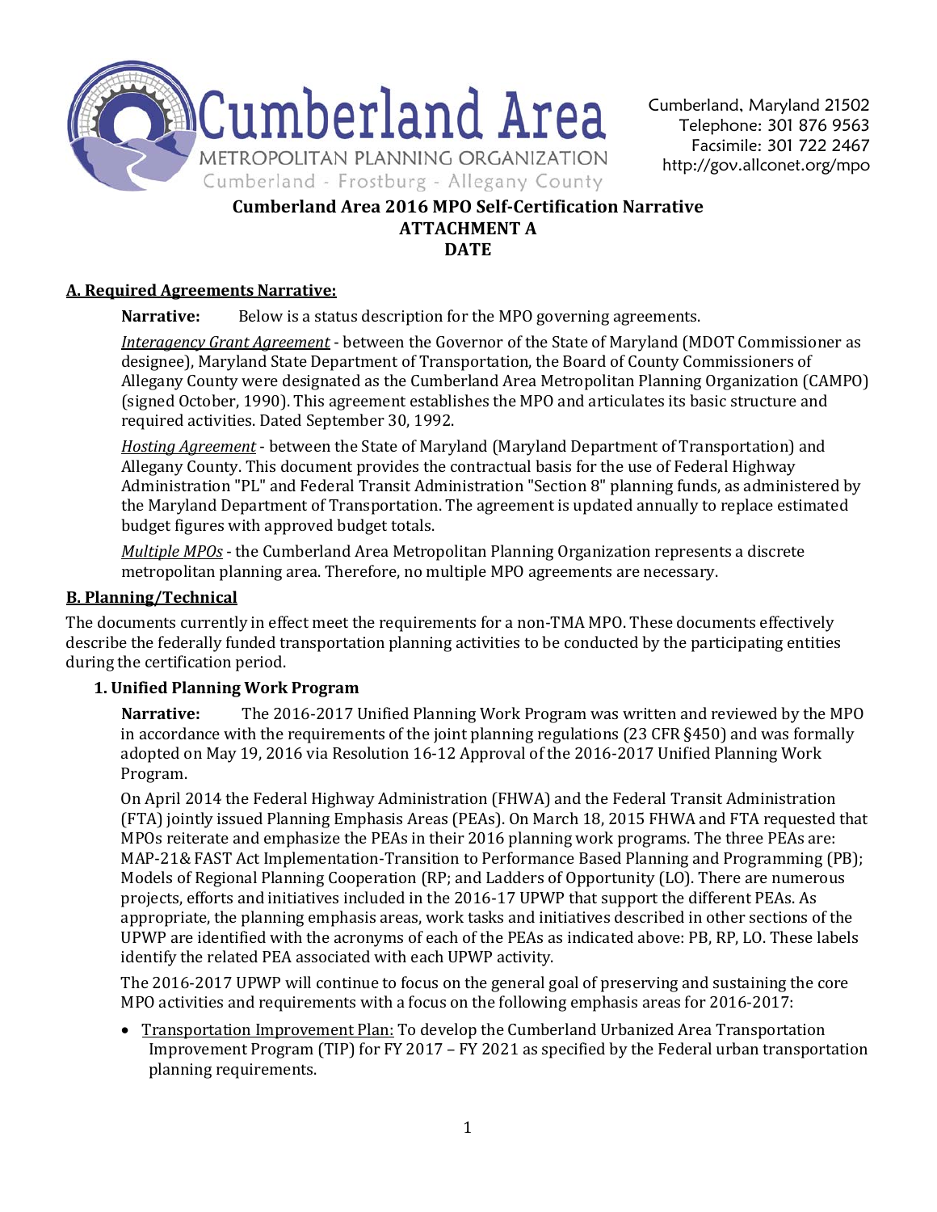**Cumberland Area 2016 MPO Self-Certification Narrative**
**ATTACHMENT A**
**DATE**

## A. Required Agreements Narrative:

**Narrative:** Below is a status description for the MPO governing agreements.

*Interagency Grant Agreement* - between the Governor of the State of Maryland (MDOT Commissioner as designee), Maryland State Department of Transportation, the Board of County Commissioners of Allegany County were designated as the Cumberland Area Metropolitan Planning Organization (CAMPO) (signed October, 1990). This agreement establishes the MPO and articulates its basic structure and required activities. Dated September 30, 1992.

*Hosting Agreement* - between the State of Maryland (Maryland Department of Transportation) and Allegany County. This document provides the contractual basis for the use of Federal Highway Administration "PL" and Federal Transit Administration "Section 8" planning funds, as administered by the Maryland Department of Transportation. The agreement is updated annually to replace estimated budget figures with approved budget totals.

*Multiple MPOs* - the Cumberland Area Metropolitan Planning Organization represents a discrete metropolitan planning area. Therefore, no multiple MPO agreements are necessary.

## B. Planning/Technical

The documents currently in effect meet the requirements for a non-TMA MPO. These documents effectively describe the federally funded transportation planning activities to be conducted by the participating entities during the certification period.

### 1. Unified Planning Work Program

**Narrative:** The 2016-2017 Unified Planning Work Program was written and reviewed by the MPO in accordance with the requirements of the joint planning regulations (23 CFR §450) and was formally adopted on May 19, 2016 via Resolution 16-12 Approval of the 2016-2017 Unified Planning Work Program.

On April 2014 the Federal Highway Administration (FHWA) and the Federal Transit Administration (FTA) jointly issued Planning Emphasis Areas (PEAs). On March 18, 2015 FHWA and FTA requested that MPOs reiterate and emphasize the PEAs in their 2016 planning work programs. The three PEAs are: MAP-21& FAST Act Implementation-Transition to Performance Based Planning and Programming (PB); Models of Regional Planning Cooperation (RP; and Ladders of Opportunity (LO). There are numerous projects, efforts and initiatives included in the 2016-17 UPWP that support the different PEAs. As appropriate, the planning emphasis areas, work tasks and initiatives described in other sections of the UPWP are identified with the acronyms of each of the PEAs as indicated above: PB, RP, LO. These labels identify the related PEA associated with each UPWP activity.

The 2016-2017 UPWP will continue to focus on the general goal of preserving and sustaining the core MPO activities and requirements with a focus on the following emphasis areas for 2016-2017:

- Transportation Improvement Plan: To develop the Cumberland Urbanized Area Transportation Improvement Program (TIP) for FY 2017 – FY 2021 as specified by the Federal urban transportation planning requirements.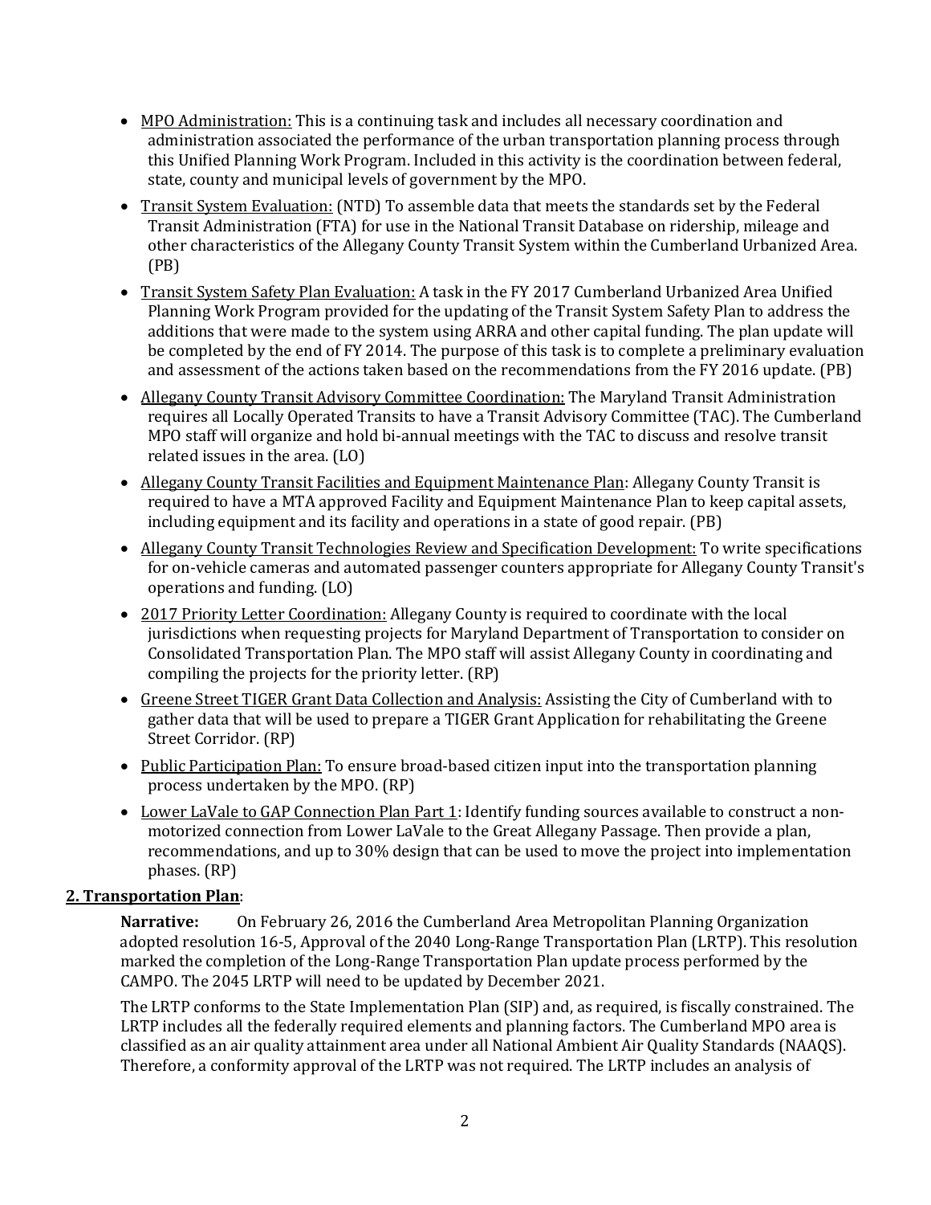- MPO Administration: This is a continuing task and includes all necessary coordination and administration associated the performance of the urban transportation planning process through this Unified Planning Work Program. Included in this activity is the coordination between federal, state, county and municipal levels of government by the MPO.
- Transit System Evaluation: (NTD) To assemble data that meets the standards set by the Federal Transit Administration (FTA) for use in the National Transit Database on ridership, mileage and other characteristics of the Allegany County Transit System within the Cumberland Urbanized Area. (PB)
- Transit System Safety Plan Evaluation: A task in the FY 2017 Cumberland Urbanized Area Unified Planning Work Program provided for the updating of the Transit System Safety Plan to address the additions that were made to the system using ARRA and other capital funding. The plan update will be completed by the end of FY 2014. The purpose of this task is to complete a preliminary evaluation and assessment of the actions taken based on the recommendations from the FY 2016 update. (PB)
- Allegany County Transit Advisory Committee Coordination: The Maryland Transit Administration requires all Locally Operated Transits to have a Transit Advisory Committee (TAC). The Cumberland MPO staff will organize and hold bi-annual meetings with the TAC to discuss and resolve transit related issues in the area. (LO)
- Allegany County Transit Facilities and Equipment Maintenance Plan: Allegany County Transit is required to have a MTA approved Facility and Equipment Maintenance Plan to keep capital assets, including equipment and its facility and operations in a state of good repair. (PB)
- Allegany County Transit Technologies Review and Specification Development: To write specifications for on-vehicle cameras and automated passenger counters appropriate for Allegany County Transit's operations and funding. (LO)
- 2017 Priority Letter Coordination: Allegany County is required to coordinate with the local jurisdictions when requesting projects for Maryland Department of Transportation to consider on Consolidated Transportation Plan. The MPO staff will assist Allegany County in coordinating and compiling the projects for the priority letter. (RP)
- Greene Street TIGER Grant Data Collection and Analysis: Assisting the City of Cumberland with to gather data that will be used to prepare a TIGER Grant Application for rehabilitating the Greene Street Corridor. (RP)
- Public Participation Plan: To ensure broad-based citizen input into the transportation planning process undertaken by the MPO. (RP)
- Lower LaVale to GAP Connection Plan Part 1: Identify funding sources available to construct a non-motorized connection from Lower LaVale to the Great Allegany Passage. Then provide a plan, recommendations, and up to 30% design that can be used to move the project into implementation phases. (RP)

**2. Transportation Plan**:

**Narrative:** On February 26, 2016 the Cumberland Area Metropolitan Planning Organization adopted resolution 16-5, Approval of the 2040 Long-Range Transportation Plan (LRTP). This resolution marked the completion of the Long-Range Transportation Plan update process performed by the CAMPO. The 2045 LRTP will need to be updated by December 2021.

The LRTP conforms to the State Implementation Plan (SIP) and, as required, is fiscally constrained. The LRTP includes all the federally required elements and planning factors. The Cumberland MPO area is classified as an air quality attainment area under all National Ambient Air Quality Standards (NAAQS). Therefore, a conformity approval of the LRTP was not required. The LRTP includes an analysis of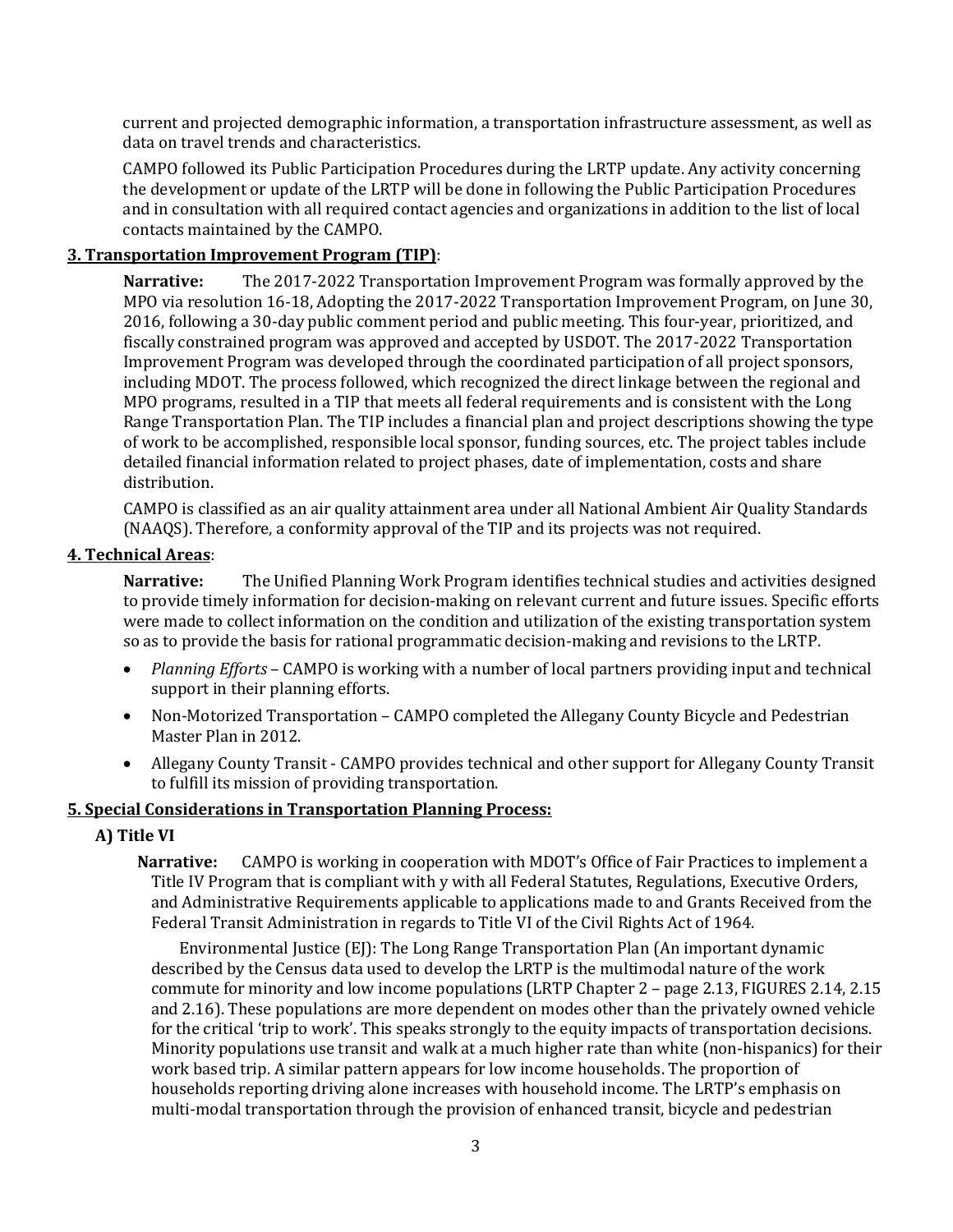current and projected demographic information, a transportation infrastructure assessment, as well as data on travel trends and characteristics.

CAMPO followed its Public Participation Procedures during the LRTP update. Any activity concerning the development or update of the LRTP will be done in following the Public Participation Procedures and in consultation with all required contact agencies and organizations in addition to the list of local contacts maintained by the CAMPO.

**3. Transportation Improvement Program (TIP)**:

**Narrative:** The 2017-2022 Transportation Improvement Program was formally approved by the MPO via resolution 16-18, Adopting the 2017-2022 Transportation Improvement Program, on June 30, 2016, following a 30-day public comment period and public meeting. This four-year, prioritized, and fiscally constrained program was approved and accepted by USDOT. The 2017-2022 Transportation Improvement Program was developed through the coordinated participation of all project sponsors, including MDOT. The process followed, which recognized the direct linkage between the regional and MPO programs, resulted in a TIP that meets all federal requirements and is consistent with the Long Range Transportation Plan. The TIP includes a financial plan and project descriptions showing the type of work to be accomplished, responsible local sponsor, funding sources, etc. The project tables include detailed financial information related to project phases, date of implementation, costs and share distribution.

CAMPO is classified as an air quality attainment area under all National Ambient Air Quality Standards (NAAQS). Therefore, a conformity approval of the TIP and its projects was not required.

**4. Technical Areas**:

**Narrative:** The Unified Planning Work Program identifies technical studies and activities designed to provide timely information for decision-making on relevant current and future issues. Specific efforts were made to collect information on the condition and utilization of the existing transportation system so as to provide the basis for rational programmatic decision-making and revisions to the LRTP.

- *Planning Efforts* – CAMPO is working with a number of local partners providing input and technical support in their planning efforts.
- Non-Motorized Transportation – CAMPO completed the Allegany County Bicycle and Pedestrian Master Plan in 2012.
- Allegany County Transit - CAMPO provides technical and other support for Allegany County Transit to fulfill its mission of providing transportation.

**5. Special Considerations in Transportation Planning Process:**

**A) Title VI**

**Narrative:** CAMPO is working in cooperation with MDOT's Office of Fair Practices to implement a Title IV Program that is compliant with y with all Federal Statutes, Regulations, Executive Orders, and Administrative Requirements applicable to applications made to and Grants Received from the Federal Transit Administration in regards to Title VI of the Civil Rights Act of 1964.

Environmental Justice (EJ): The Long Range Transportation Plan (An important dynamic described by the Census data used to develop the LRTP is the multimodal nature of the work commute for minority and low income populations (LRTP Chapter 2 – page 2.13, FIGURES 2.14, 2.15 and 2.16). These populations are more dependent on modes other than the privately owned vehicle for the critical 'trip to work'. This speaks strongly to the equity impacts of transportation decisions. Minority populations use transit and walk at a much higher rate than white (non-hispanics) for their work based trip. A similar pattern appears for low income households. The proportion of households reporting driving alone increases with household income. The LRTP's emphasis on multi-modal transportation through the provision of enhanced transit, bicycle and pedestrian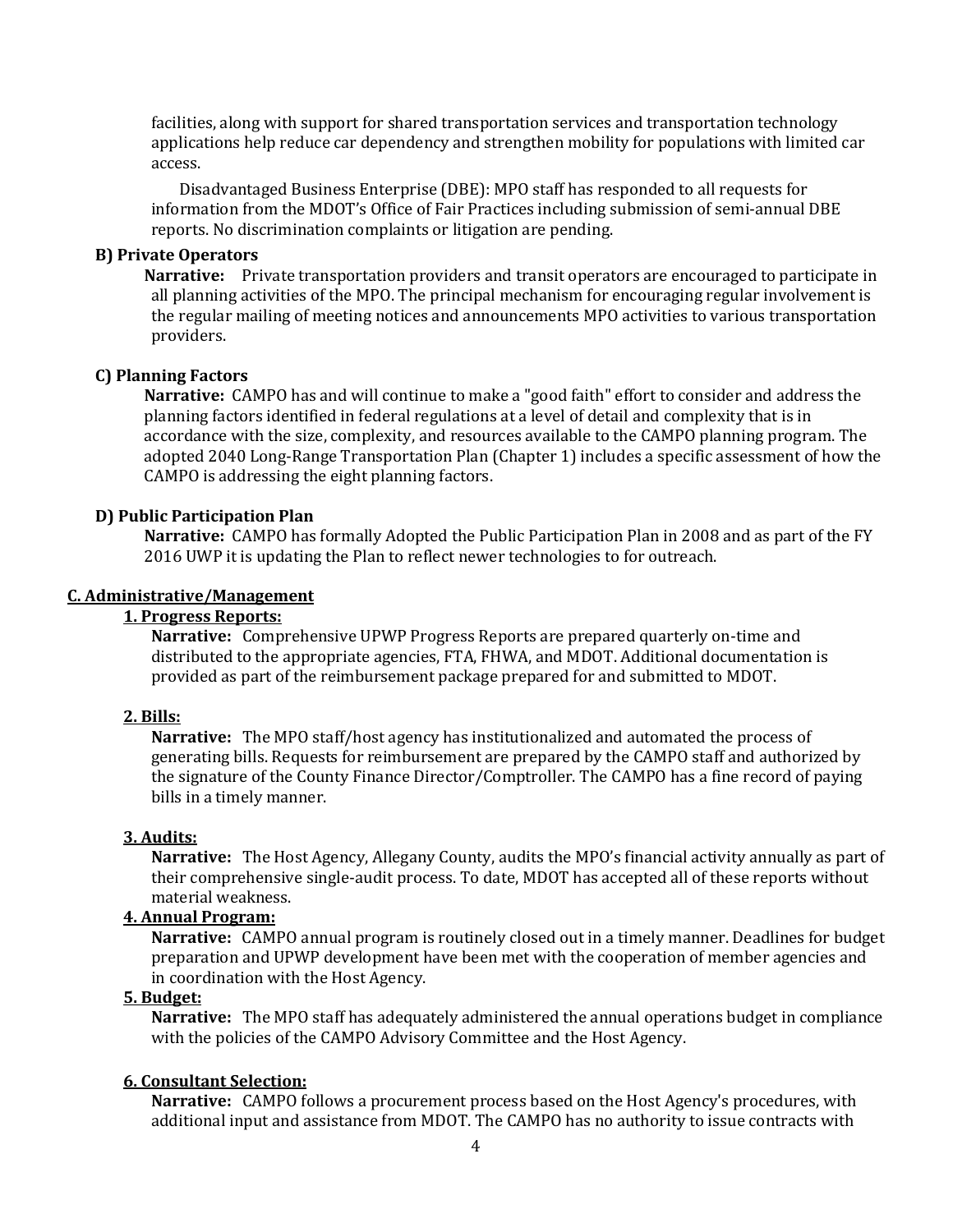facilities, along with support for shared transportation services and transportation technology applications help reduce car dependency and strengthen mobility for populations with limited car access.

Disadvantaged Business Enterprise (DBE): MPO staff has responded to all requests for information from the MDOT's Office of Fair Practices including submission of semi-annual DBE reports. No discrimination complaints or litigation are pending.

**B) Private Operators**

**Narrative:** Private transportation providers and transit operators are encouraged to participate in all planning activities of the MPO. The principal mechanism for encouraging regular involvement is the regular mailing of meeting notices and announcements MPO activities to various transportation providers.

**C) Planning Factors**

**Narrative:** CAMPO has and will continue to make a "good faith" effort to consider and address the planning factors identified in federal regulations at a level of detail and complexity that is in accordance with the size, complexity, and resources available to the CAMPO planning program. The adopted 2040 Long-Range Transportation Plan (Chapter 1) includes a specific assessment of how the CAMPO is addressing the eight planning factors.

**D) Public Participation Plan**

**Narrative:** CAMPO has formally Adopted the Public Participation Plan in 2008 and as part of the FY 2016 UWP it is updating the Plan to reflect newer technologies to for outreach.

**C. Administrative/Management**

**1. Progress Reports:**

**Narrative:** Comprehensive UPWP Progress Reports are prepared quarterly on-time and distributed to the appropriate agencies, FTA, FHWA, and MDOT. Additional documentation is provided as part of the reimbursement package prepared for and submitted to MDOT.

**2. Bills:**

**Narrative:** The MPO staff/host agency has institutionalized and automated the process of generating bills. Requests for reimbursement are prepared by the CAMPO staff and authorized by the signature of the County Finance Director/Comptroller. The CAMPO has a fine record of paying bills in a timely manner.

**3. Audits:**

**Narrative:** The Host Agency, Allegany County, audits the MPO's financial activity annually as part of their comprehensive single-audit process. To date, MDOT has accepted all of these reports without material weakness.

**4. Annual Program:**

**Narrative:** CAMPO annual program is routinely closed out in a timely manner. Deadlines for budget preparation and UPWP development have been met with the cooperation of member agencies and in coordination with the Host Agency.

**5. Budget:**

**Narrative:** The MPO staff has adequately administered the annual operations budget in compliance with the policies of the CAMPO Advisory Committee and the Host Agency.

**6. Consultant Selection:**

**Narrative:** CAMPO follows a procurement process based on the Host Agency's procedures, with additional input and assistance from MDOT. The CAMPO has no authority to issue contracts with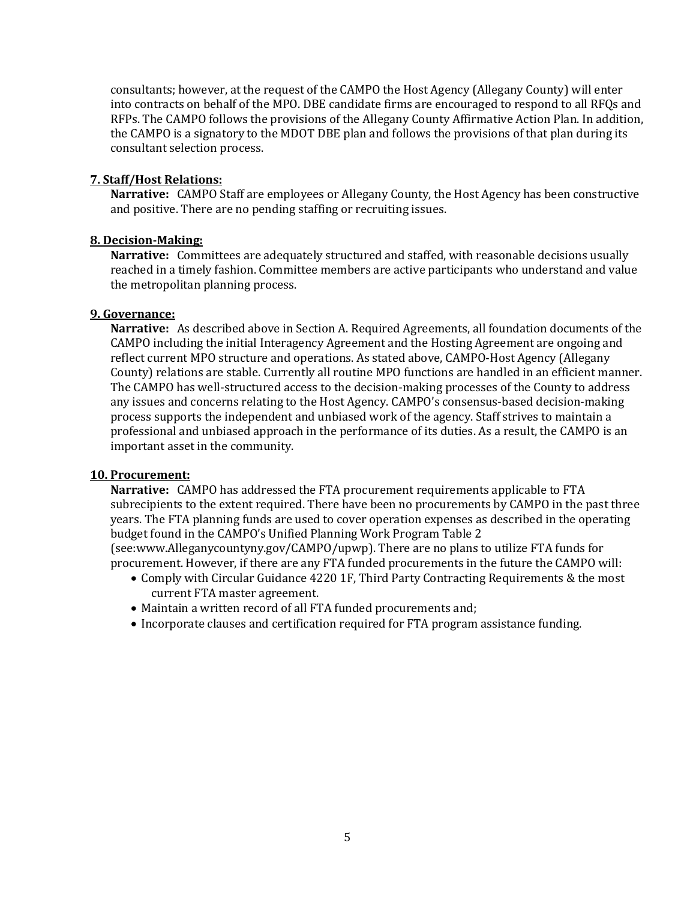consultants; however, at the request of the CAMPO the Host Agency (Allegany County) will enter into contracts on behalf of the MPO. DBE candidate firms are encouraged to respond to all RFQs and RFPs. The CAMPO follows the provisions of the Allegany County Affirmative Action Plan. In addition, the CAMPO is a signatory to the MDOT DBE plan and follows the provisions of that plan during its consultant selection process.

**7. Staff/Host Relations:**

**Narrative:** CAMPO Staff are employees or Allegany County, the Host Agency has been constructive and positive. There are no pending staffing or recruiting issues.

**8. Decision-Making:**

**Narrative:** Committees are adequately structured and staffed, with reasonable decisions usually reached in a timely fashion. Committee members are active participants who understand and value the metropolitan planning process.

**9. Governance:**

**Narrative:** As described above in Section A. Required Agreements, all foundation documents of the CAMPO including the initial Interagency Agreement and the Hosting Agreement are ongoing and reflect current MPO structure and operations. As stated above, CAMPO-Host Agency (Allegany County) relations are stable. Currently all routine MPO functions are handled in an efficient manner. The CAMPO has well-structured access to the decision-making processes of the County to address any issues and concerns relating to the Host Agency. CAMPO's consensus-based decision-making process supports the independent and unbiased work of the agency. Staff strives to maintain a professional and unbiased approach in the performance of its duties. As a result, the CAMPO is an important asset in the community.

**10. Procurement:**

**Narrative:** CAMPO has addressed the FTA procurement requirements applicable to FTA subrecipients to the extent required. There have been no procurements by CAMPO in the past three years. The FTA planning funds are used to cover operation expenses as described in the operating budget found in the CAMPO's Unified Planning Work Program Table 2 (see:www.Alleganycountyny.gov/CAMPO/upwp). There are no plans to utilize FTA funds for procurement. However, if there are any FTA funded procurements in the future the CAMPO will:

- Comply with Circular Guidance 4220 1F, Third Party Contracting Requirements & the most current FTA master agreement.
- Maintain a written record of all FTA funded procurements and;
- Incorporate clauses and certification required for FTA program assistance funding.